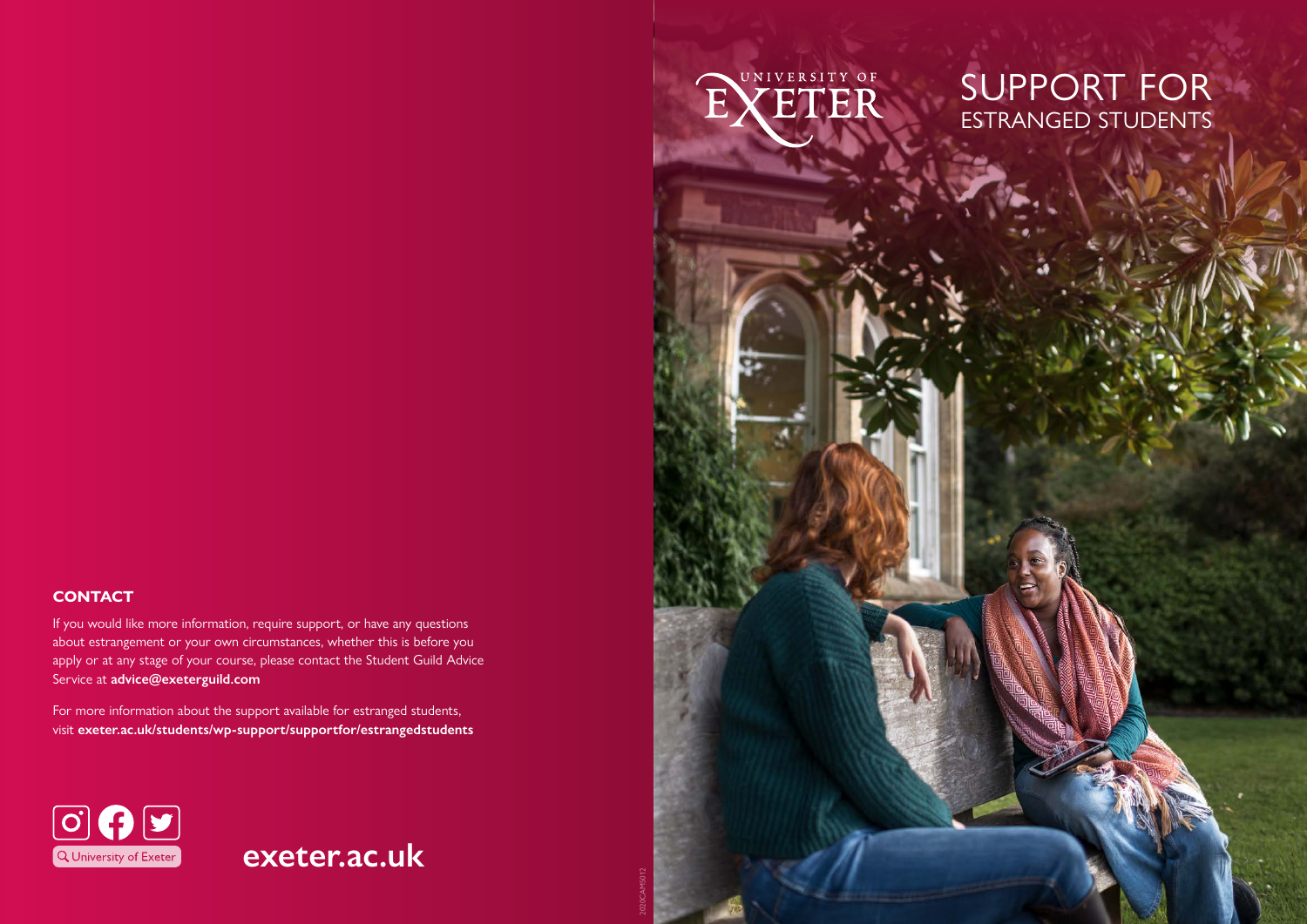# SUPPORT FOR ESTRANGED STUDENTS

UNIVERSITY OF EXETER

## CONTACT

If you would like more information, require support, or have any questions about estrangement or your own circumstances, whether this is before you apply or at any stage of your course, please contact the Student Guild Advice Service at **advice@exeterguild.com**

For more information about the support available for estranged students, visit **exeter.ac.uk/students/wp-support/supportfor/estrangedstudents**

University of Exeter

**exeter.ac.uk**

2020CAMS012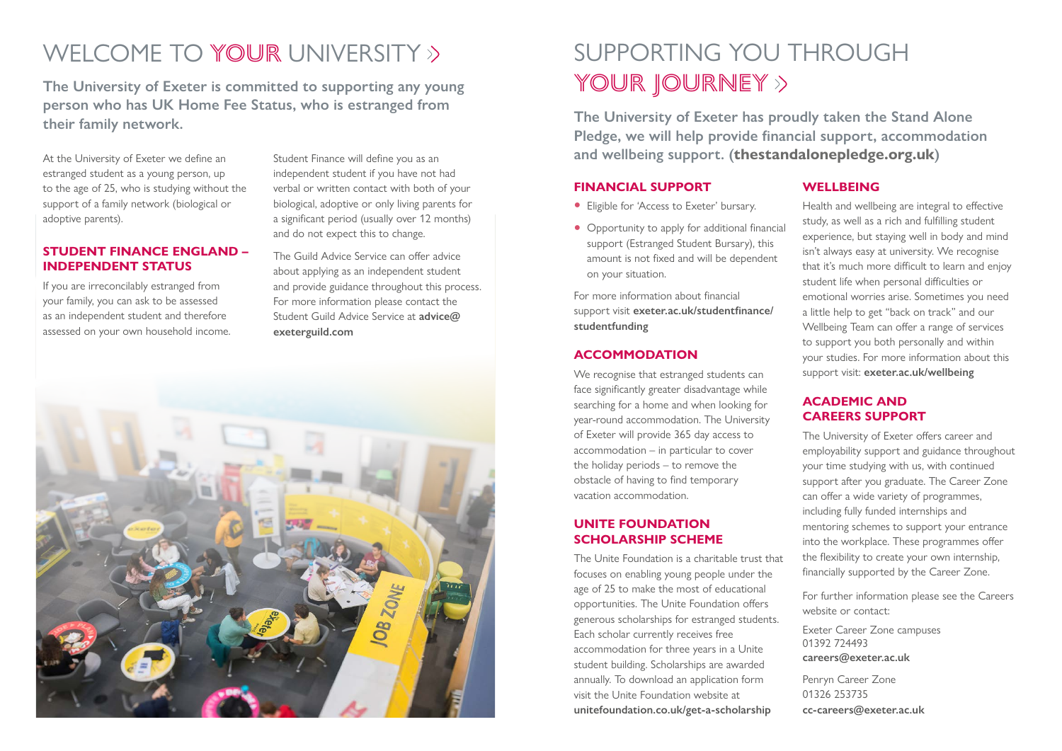# WELCOME TO YOUR UNIVERSITY

**The University of Exeter is committed to supporting any young person who has UK Home Fee Status, who is estranged from their family network.**

At the University of Exeter we define an estranged student as a young person, up to the age of 25, who is studying without the support of a family network (biological or adoptive parents).

## STUDENT FINANCE ENGLAND – INDEPENDENT STATUS

If you are irreconcilably estranged from your family, you can ask to be assessed as an independent student and therefore assessed on your own household income.

Student Finance will define you as an independent student if you have not had verbal or written contact with both of your biological, adoptive or only living parents for a significant period (usually over 12 months) and do not expect this to change.

The Guild Advice Service can offer advice about applying as an independent student and provide guidance throughout this process. For more information please contact the Student Guild Advice Service at **advice@exeterguild.com**

# SUPPORTING YOU THROUGH YOUR JOURNEY

**The University of Exeter has proudly taken the Stand Alone Pledge, we will help provide financial support, accommodation and wellbeing support. (thestandalonepledge.org.uk)**

## FINANCIAL SUPPORT

- Eligible for 'Access to Exeter' bursary.
- Opportunity to apply for additional financial support (Estranged Student Bursary), this amount is not fixed and will be dependent on your situation.

For more information about financial support visit **exeter.ac.uk/studentfinance/studentfunding**

## ACCOMMODATION

We recognise that estranged students can face significantly greater disadvantage while searching for a home and when looking for year-round accommodation. The University of Exeter will provide 365 day access to accommodation – in particular to cover the holiday periods – to remove the obstacle of having to find temporary vacation accommodation.

## UNITE FOUNDATION SCHOLARSHIP SCHEME

The Unite Foundation is a charitable trust that focuses on enabling young people under the age of 25 to make the most of educational opportunities. The Unite Foundation offers generous scholarships for estranged students. Each scholar currently receives free accommodation for three years in a Unite student building. Scholarships are awarded annually. To download an application form visit the Unite Foundation website at **unitefoundation.co.uk/get-a-scholarship**

## WELLBEING

Health and wellbeing are integral to effective study, as well as a rich and fulfilling student experience, but staying well in body and mind isn't always easy at university. We recognise that it's much more difficult to learn and enjoy student life when personal difficulties or emotional worries arise. Sometimes you need a little help to get "back on track" and our Wellbeing Team can offer a range of services to support you both personally and within your studies. For more information about this support visit: **exeter.ac.uk/wellbeing**

## ACADEMIC AND CAREERS SUPPORT

The University of Exeter offers career and employability support and guidance throughout your time studying with us, with continued support after you graduate. The Career Zone can offer a wide variety of programmes, including fully funded internships and mentoring schemes to support your entrance into the workplace. These programmes offer the flexibility to create your own internship, financially supported by the Career Zone.

For further information please see the Careers website or contact:

Exeter Career Zone campuses
01392 724493
**careers@exeter.ac.uk**

Penryn Career Zone
01326 253735
**cc-careers@exeter.ac.uk**